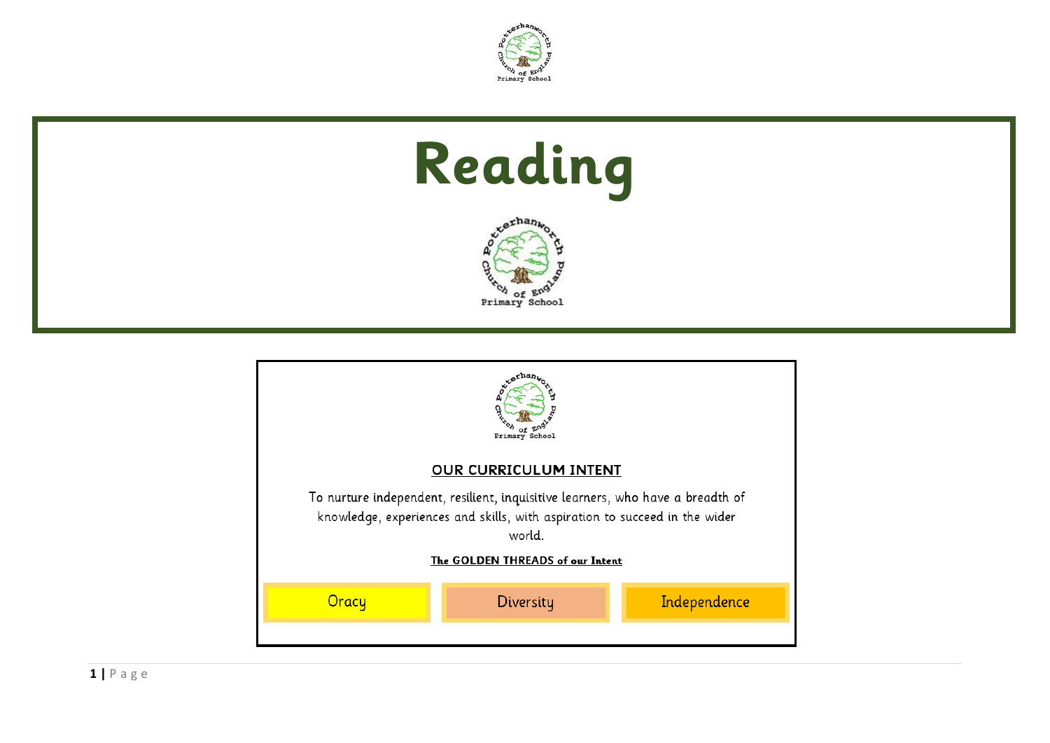# Reading

## OUR CURRICULUM INTENT

To nurture independent, resilient, inquisitive learners, who have a breadth of knowledge, experiences and skills, with aspiration to succeed in the wider world.

**The GOLDEN THREADS of our Intent**

| Oracy | Diversity | Independence |
|---|---|---|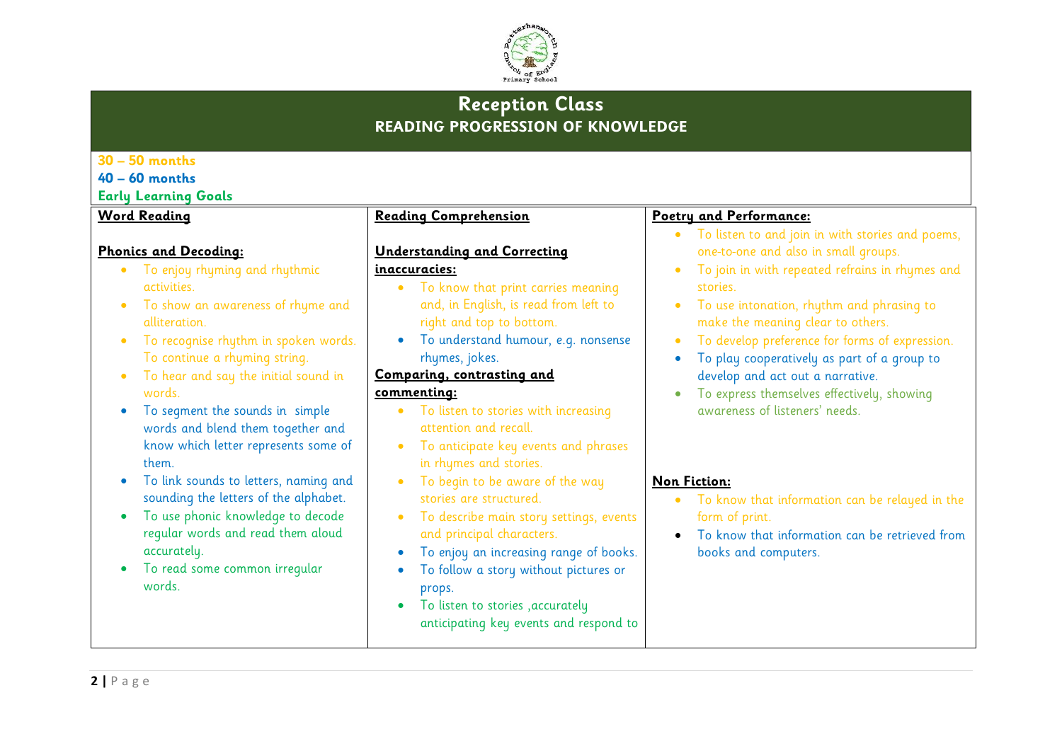# Reception Class

## READING PROGRESSION OF KNOWLEDGE

30 – 50 months
40 – 60 months
Early Learning Goals

### Word Reading

**Phonics and Decoding:**

- To enjoy rhyming and rhythmic activities.
- To show an awareness of rhyme and alliteration.
- To recognise rhythm in spoken words. To continue a rhyming string.
- To hear and say the initial sound in words.
- To segment the sounds in simple words and blend them together and know which letter represents some of them.
- To link sounds to letters, naming and sounding the letters of the alphabet.
- To use phonic knowledge to decode regular words and read them aloud accurately.
- To read some common irregular words.

### Reading Comprehension

**Understanding and Correcting inaccuracies:**

- To know that print carries meaning and, in English, is read from left to right and top to bottom.
- To understand humour, e.g. nonsense rhymes, jokes.

**Comparing, contrasting and commenting:**

- To listen to stories with increasing attention and recall.
- To anticipate key events and phrases in rhymes and stories.
- To begin to be aware of the way stories are structured.
- To describe main story settings, events and principal characters.
- To enjoy an increasing range of books.
- To follow a story without pictures or props.
- To listen to stories ,accurately anticipating key events and respond to

### Poetry and Performance:

- To listen to and join in with stories and poems, one-to-one and also in small groups.
- To join in with repeated refrains in rhymes and stories.
- To use intonation, rhythm and phrasing to make the meaning clear to others.
- To develop preference for forms of expression.
- To play cooperatively as part of a group to develop and act out a narrative.
- To express themselves effectively, showing awareness of listeners' needs.

### Non Fiction:

- To know that information can be relayed in the form of print.
- To know that information can be retrieved from books and computers.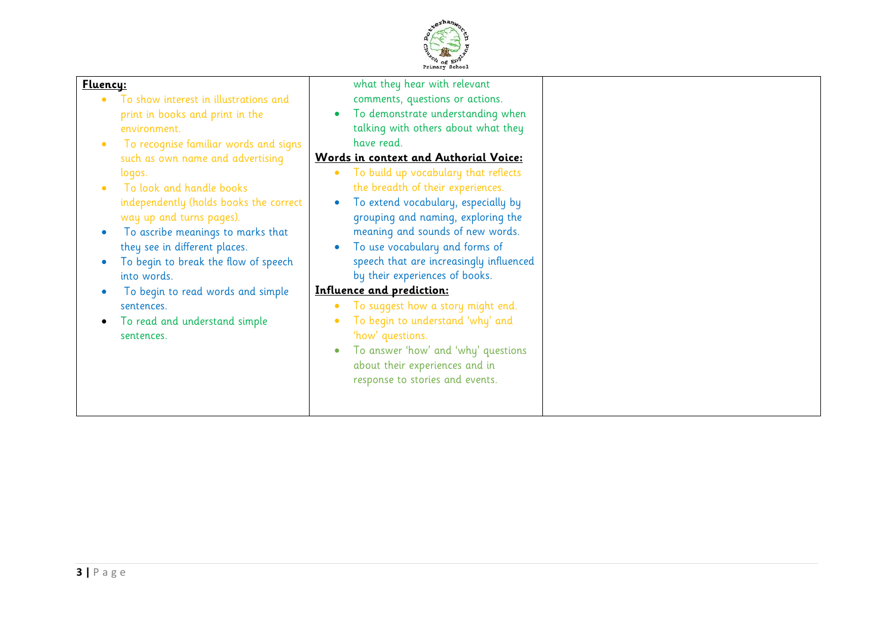| | | |
|---|---|---|
| **Fluency:**<br>• To show interest in illustrations and print in books and print in the environment.<br>• To recognise familiar words and signs such as own name and advertising logos.<br>• To look and handle books independently (holds books the correct way up and turns pages).<br>• To ascribe meanings to marks that they see in different places.<br>• To begin to break the flow of speech into words.<br>• To begin to read words and simple sentences.<br>• To read and understand simple sentences. | what they hear with relevant comments, questions or actions.<br>• To demonstrate understanding when talking with others about what they have read.<br>**Words in context and Authorial Voice:**<br>• To build up vocabulary that reflects the breadth of their experiences.<br>• To extend vocabulary, especially by grouping and naming, exploring the meaning and sounds of new words.<br>• To use vocabulary and forms of speech that are increasingly influenced by their experiences of books.<br>**Influence and prediction:**<br>• To suggest how a story might end.<br>• To begin to understand 'why' and 'how' questions.<br>• To answer 'how' and 'why' questions about their experiences and in response to stories and events. | |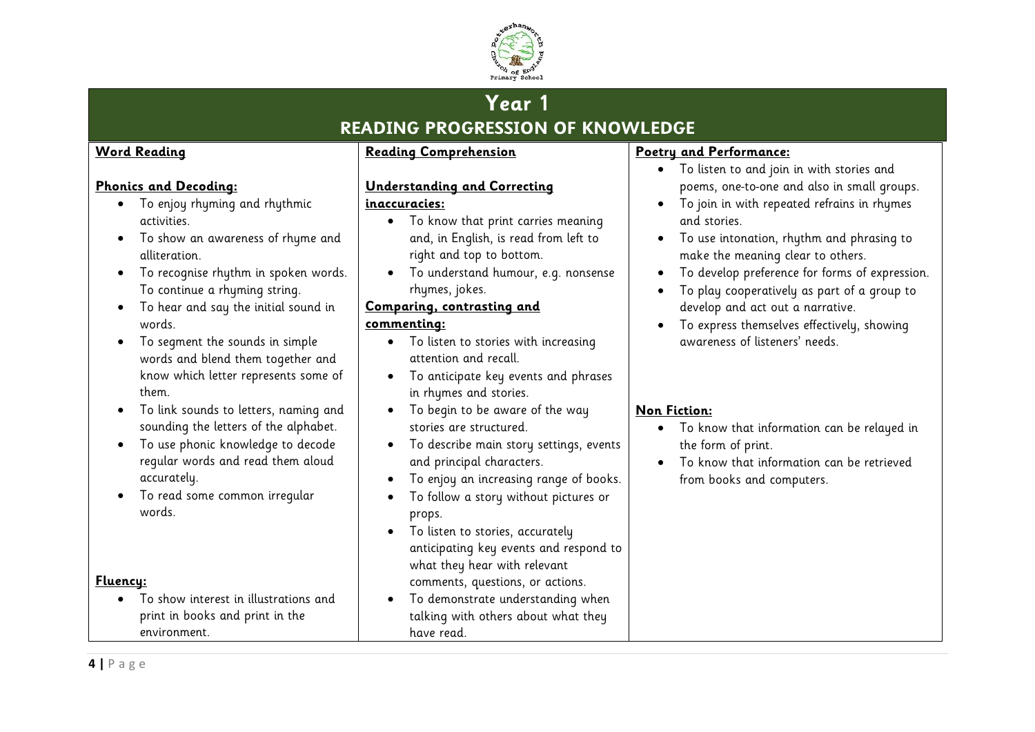# Year 1

## READING PROGRESSION OF KNOWLEDGE

### Word Reading

**Phonics and Decoding:**

- To enjoy rhyming and rhythmic activities.
- To show an awareness of rhyme and alliteration.
- To recognise rhythm in spoken words. To continue a rhyming string.
- To hear and say the initial sound in words.
- To segment the sounds in simple words and blend them together and know which letter represents some of them.
- To link sounds to letters, naming and sounding the letters of the alphabet.
- To use phonic knowledge to decode regular words and read them aloud accurately.
- To read some common irregular words.

**Fluency:**

- To show interest in illustrations and print in books and print in the environment.

### Reading Comprehension

**Understanding and Correcting inaccuracies:**

- To know that print carries meaning and, in English, is read from left to right and top to bottom.
- To understand humour, e.g. nonsense rhymes, jokes.

**Comparing, contrasting and commenting:**

- To listen to stories with increasing attention and recall.
- To anticipate key events and phrases in rhymes and stories.
- To begin to be aware of the way stories are structured.
- To describe main story settings, events and principal characters.
- To enjoy an increasing range of books.
- To follow a story without pictures or props.
- To listen to stories, accurately anticipating key events and respond to what they hear with relevant comments, questions, or actions.
- To demonstrate understanding when talking with others about what they have read.

### Poetry and Performance:

- To listen to and join in with stories and poems, one-to-one and also in small groups.
- To join in with repeated refrains in rhymes and stories.
- To use intonation, rhythm and phrasing to make the meaning clear to others.
- To develop preference for forms of expression.
- To play cooperatively as part of a group to develop and act out a narrative.
- To express themselves effectively, showing awareness of listeners' needs.

### Non Fiction:

- To know that information can be relayed in the form of print.
- To know that information can be retrieved from books and computers.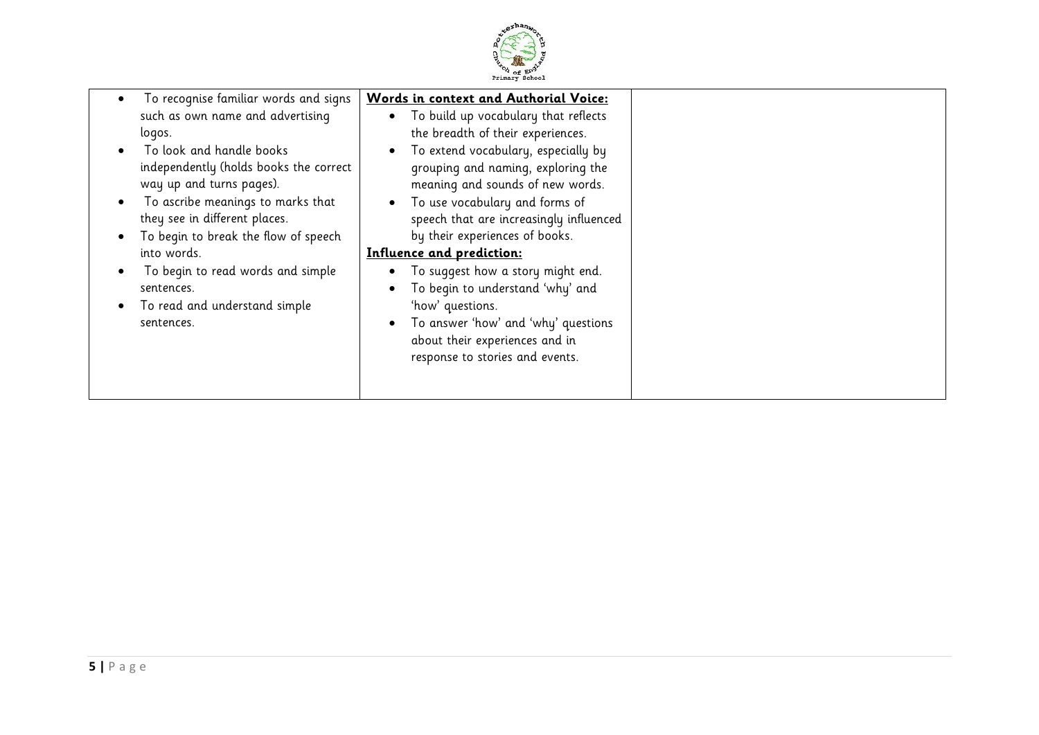| | | |
|---|---|---|
| • To recognise familiar words and signs such as own name and advertising logos.<br>• To look and handle books independently (holds books the correct way up and turns pages).<br>• To ascribe meanings to marks that they see in different places.<br>• To begin to break the flow of speech into words.<br>• To begin to read words and simple sentences.<br>• To read and understand simple sentences. | **Words in context and Authorial Voice:**<br>• To build up vocabulary that reflects the breadth of their experiences.<br>• To extend vocabulary, especially by grouping and naming, exploring the meaning and sounds of new words.<br>• To use vocabulary and forms of speech that are increasingly influenced by their experiences of books.<br>**Influence and prediction:**<br>• To suggest how a story might end.<br>• To begin to understand 'why' and 'how' questions.<br>• To answer 'how' and 'why' questions about their experiences and in response to stories and events. | |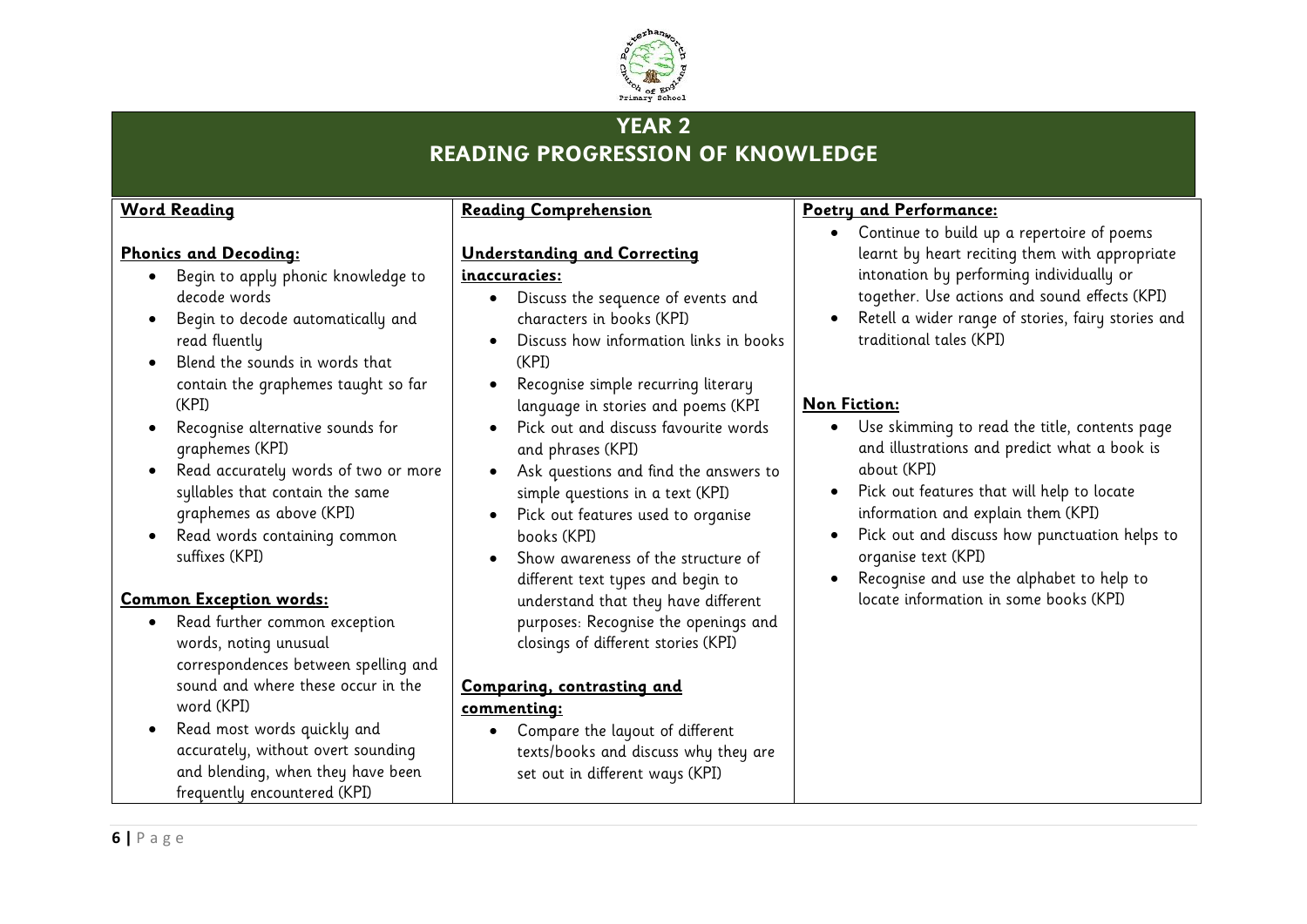# YEAR 2
# READING PROGRESSION OF KNOWLEDGE

## Word Reading

### Phonics and Decoding:

- Begin to apply phonic knowledge to decode words
- Begin to decode automatically and read fluently
- Blend the sounds in words that contain the graphemes taught so far (KPI)
- Recognise alternative sounds for graphemes (KPI)
- Read accurately words of two or more syllables that contain the same graphemes as above (KPI)
- Read words containing common suffixes (KPI)

### Common Exception words:

- Read further common exception words, noting unusual correspondences between spelling and sound and where these occur in the word (KPI)
- Read most words quickly and accurately, without overt sounding and blending, when they have been frequently encountered (KPI)

## Reading Comprehension

### Understanding and Correcting inaccuracies:

- Discuss the sequence of events and characters in books (KPI)
- Discuss how information links in books (KPI)
- Recognise simple recurring literary language in stories and poems (KPI
- Pick out and discuss favourite words and phrases (KPI)
- Ask questions and find the answers to simple questions in a text (KPI)
- Pick out features used to organise books (KPI)
- Show awareness of the structure of different text types and begin to understand that they have different purposes: Recognise the openings and closings of different stories (KPI)

### Comparing, contrasting and commenting:

- Compare the layout of different texts/books and discuss why they are set out in different ways (KPI)

### Poetry and Performance:

- Continue to build up a repertoire of poems learnt by heart reciting them with appropriate intonation by performing individually or together. Use actions and sound effects (KPI)
- Retell a wider range of stories, fairy stories and traditional tales (KPI)

### Non Fiction:

- Use skimming to read the title, contents page and illustrations and predict what a book is about (KPI)
- Pick out features that will help to locate information and explain them (KPI)
- Pick out and discuss how punctuation helps to organise text (KPI)
- Recognise and use the alphabet to help to locate information in some books (KPI)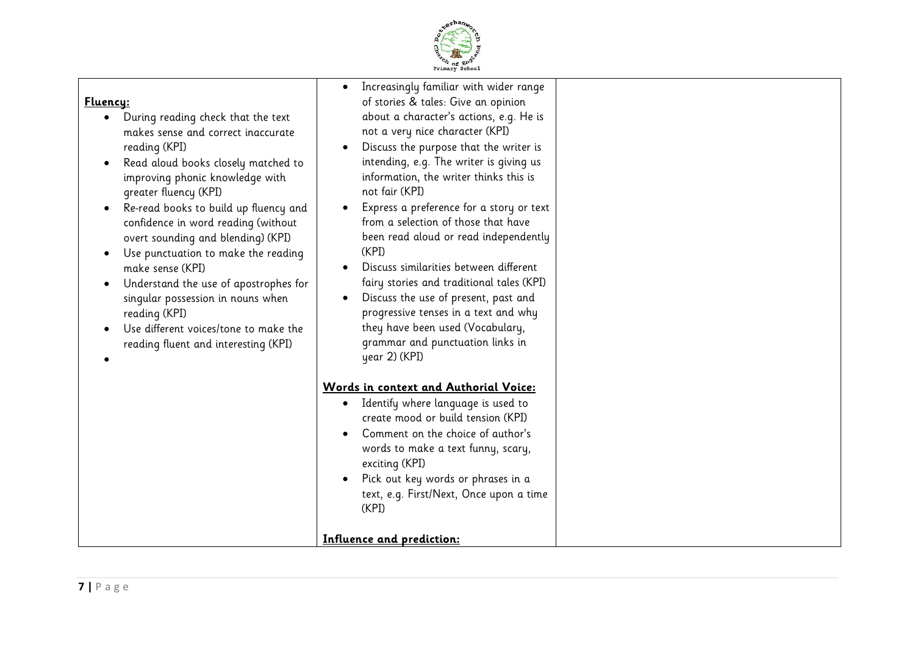| | | |
|---|---|---|
| **Fluency:**<br>• During reading check that the text makes sense and correct inaccurate reading (KPI)<br>• Read aloud books closely matched to improving phonic knowledge with greater fluency (KPI)<br>• Re-read books to build up fluency and confidence in word reading (without overt sounding and blending) (KPI)<br>• Use punctuation to make the reading make sense (KPI)<br>• Understand the use of apostrophes for singular possession in nouns when reading (KPI)<br>• Use different voices/tone to make the reading fluent and interesting (KPI)<br>• | • Increasingly familiar with wider range of stories & tales: Give an opinion about a character's actions, e.g. He is not a very nice character (KPI)<br>• Discuss the purpose that the writer is intending, e.g. The writer is giving us information, the writer thinks this is not fair (KPI)<br>• Express a preference for a story or text from a selection of those that have been read aloud or read independently (KPI)<br>• Discuss similarities between different fairy stories and traditional tales (KPI)<br>• Discuss the use of present, past and progressive tenses in a text and why they have been used (Vocabulary, grammar and punctuation links in year 2) (KPI)<br><br>**Words in context and Authorial Voice:**<br>• Identify where language is used to create mood or build tension (KPI)<br>• Comment on the choice of author's words to make a text funny, scary, exciting (KPI)<br>• Pick out key words or phrases in a text, e.g. First/Next, Once upon a time (KPI)<br><br>**Influence and prediction:** | |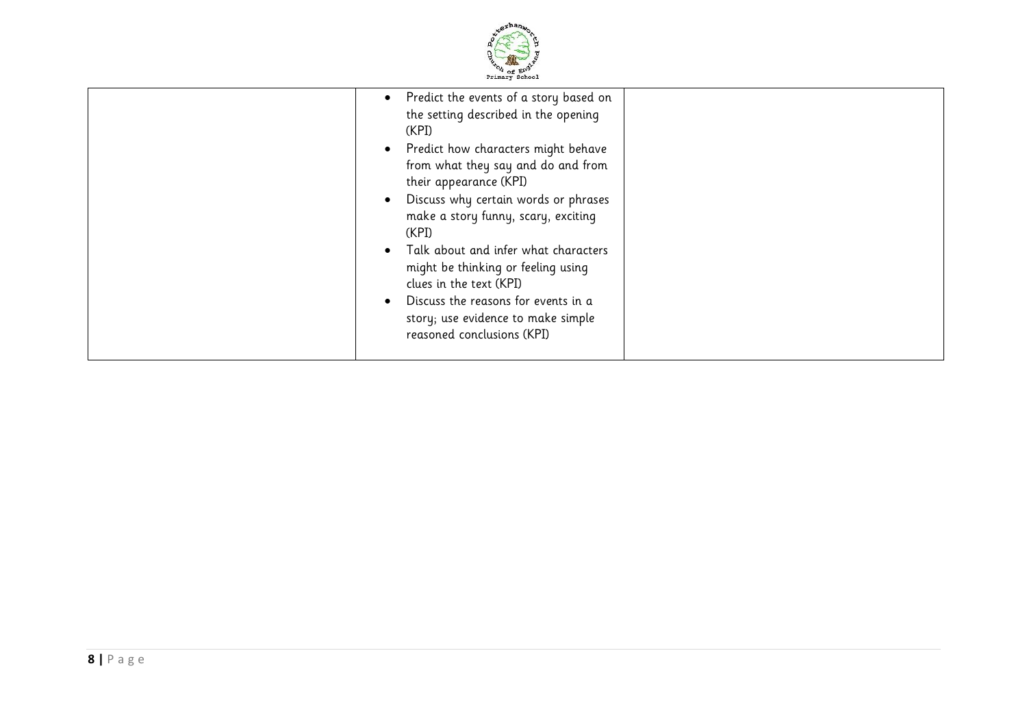|  |  |  |
|---|---|---|
|  | <ul><li>Predict the events of a story based on the setting described in the opening (KPI)</li><li>Predict how characters might behave from what they say and do and from their appearance (KPI)</li><li>Discuss why certain words or phrases make a story funny, scary, exciting (KPI)</li><li>Talk about and infer what characters might be thinking or feeling using clues in the text (KPI)</li><li>Discuss the reasons for events in a story; use evidence to make simple reasoned conclusions (KPI)</li></ul> |  |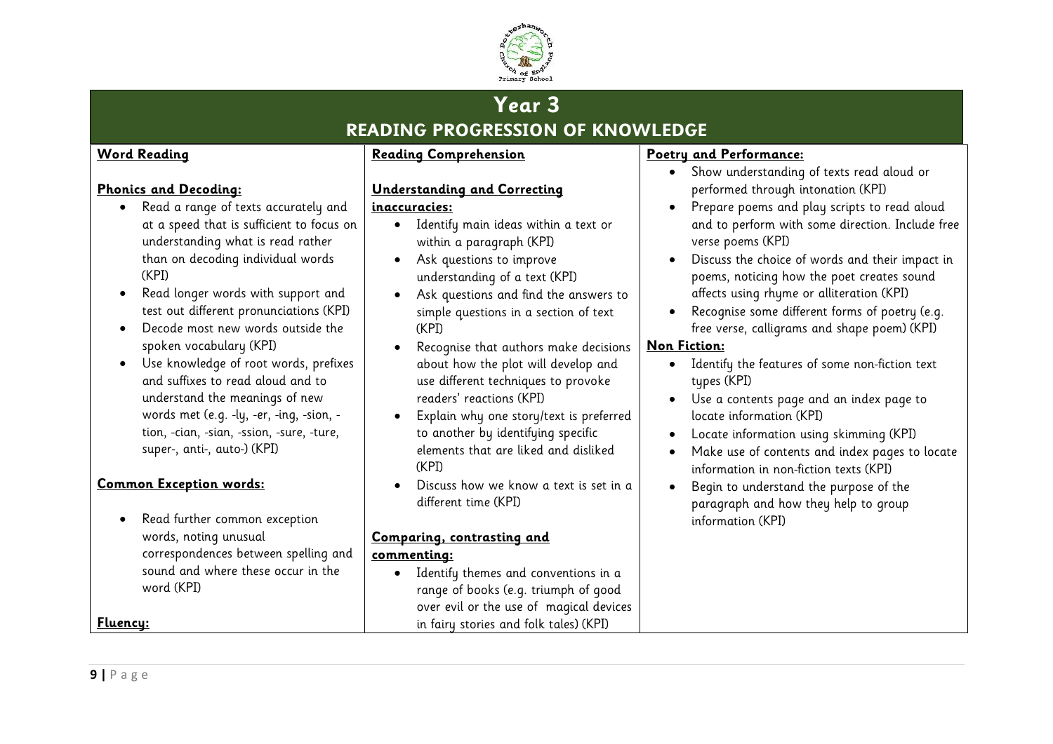# Year 3

## READING PROGRESSION OF KNOWLEDGE

### Word Reading

**Phonics and Decoding:**

- Read a range of texts accurately and at a speed that is sufficient to focus on understanding what is read rather than on decoding individual words (KPI)
- Read longer words with support and test out different pronunciations (KPI)
- Decode most new words outside the spoken vocabulary (KPI)
- Use knowledge of root words, prefixes and suffixes to read aloud and to understand the meanings of new words met (e.g. -ly, -er, -ing, -sion, -tion, -cian, -sian, -ssion, -sure, -ture, super-, anti-, auto-) (KPI)

**Common Exception words:**

- Read further common exception words, noting unusual correspondences between spelling and sound and where these occur in the word (KPI)

**Fluency:**

### Reading Comprehension

**Understanding and Correcting inaccuracies:**

- Identify main ideas within a text or within a paragraph (KPI)
- Ask questions to improve understanding of a text (KPI)
- Ask questions and find the answers to simple questions in a section of text (KPI)
- Recognise that authors make decisions about how the plot will develop and use different techniques to provoke readers' reactions (KPI)
- Explain why one story/text is preferred to another by identifying specific elements that are liked and disliked (KPI)
- Discuss how we know a text is set in a different time (KPI)

**Comparing, contrasting and commenting:**

- Identify themes and conventions in a range of books (e.g. triumph of good over evil or the use of magical devices in fairy stories and folk tales) (KPI)

### Poetry and Performance:

- Show understanding of texts read aloud or performed through intonation (KPI)
- Prepare poems and play scripts to read aloud and to perform with some direction. Include free verse poems (KPI)
- Discuss the choice of words and their impact in poems, noticing how the poet creates sound affects using rhyme or alliteration (KPI)
- Recognise some different forms of poetry (e.g. free verse, calligrams and shape poem) (KPI)

### Non Fiction:

- Identify the features of some non-fiction text types (KPI)
- Use a contents page and an index page to locate information (KPI)
- Locate information using skimming (KPI)
- Make use of contents and index pages to locate information in non-fiction texts (KPI)
- Begin to understand the purpose of the paragraph and how they help to group information (KPI)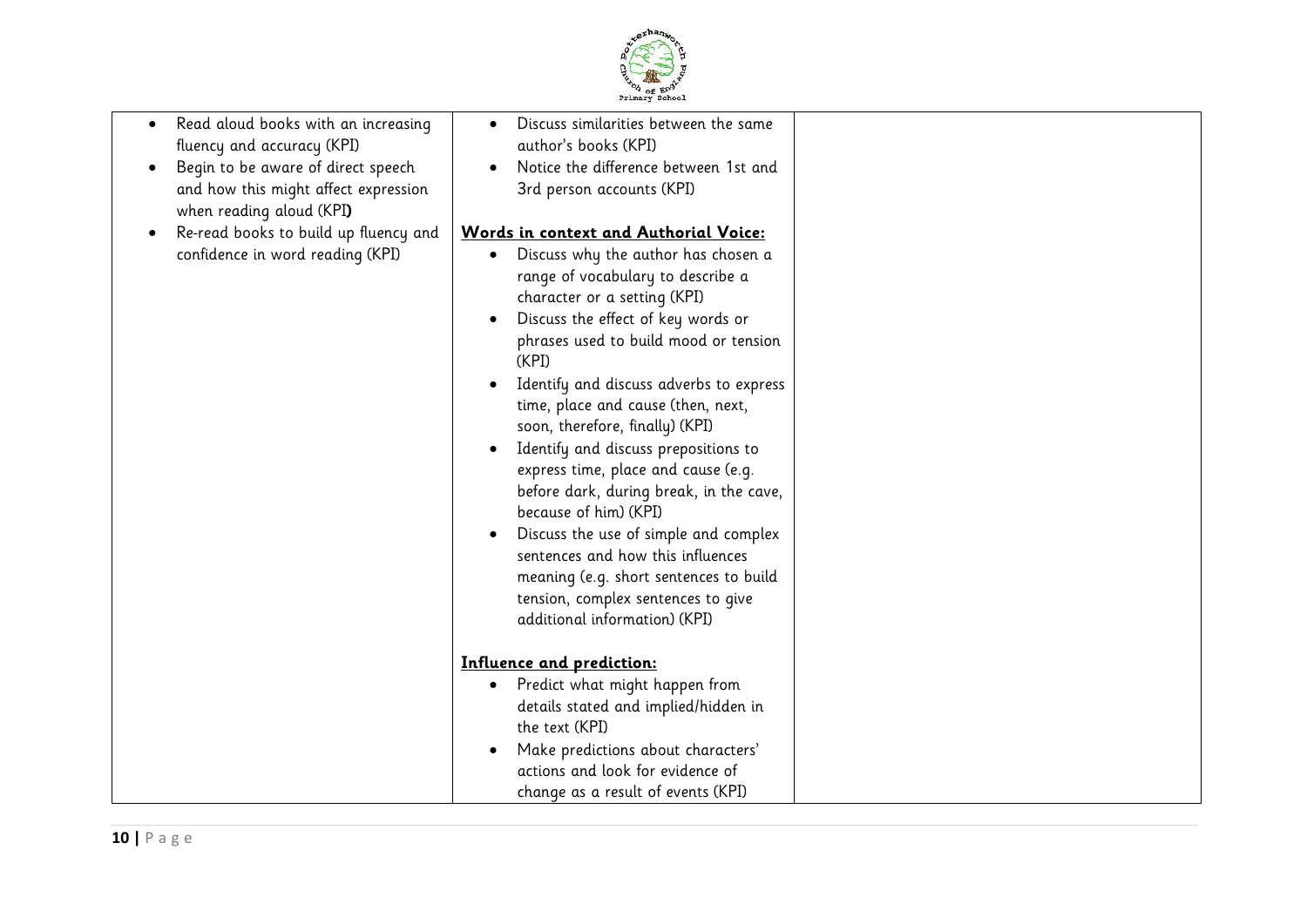| | | |
|---|---|---|
| • Read aloud books with an increasing fluency and accuracy (KPI)<br>• Begin to be aware of direct speech and how this might affect expression when reading aloud (KPI**)**<br>• Re-read books to build up fluency and confidence in word reading (KPI) | • Discuss similarities between the same author's books (KPI)<br>• Notice the difference between 1st and 3rd person accounts (KPI)<br><br>**Words in context and Authorial Voice:**<br>• Discuss why the author has chosen a range of vocabulary to describe a character or a setting (KPI)<br>• Discuss the effect of key words or phrases used to build mood or tension (KPI)<br>• Identify and discuss adverbs to express time, place and cause (then, next, soon, therefore, finally) (KPI)<br>• Identify and discuss prepositions to express time, place and cause (e.g. before dark, during break, in the cave, because of him) (KPI)<br>• Discuss the use of simple and complex sentences and how this influences meaning (e.g. short sentences to build tension, complex sentences to give additional information) (KPI)<br><br>**Influence and prediction:**<br>• Predict what might happen from details stated and implied/hidden in the text (KPI)<br>• Make predictions about characters' actions and look for evidence of change as a result of events (KPI) | |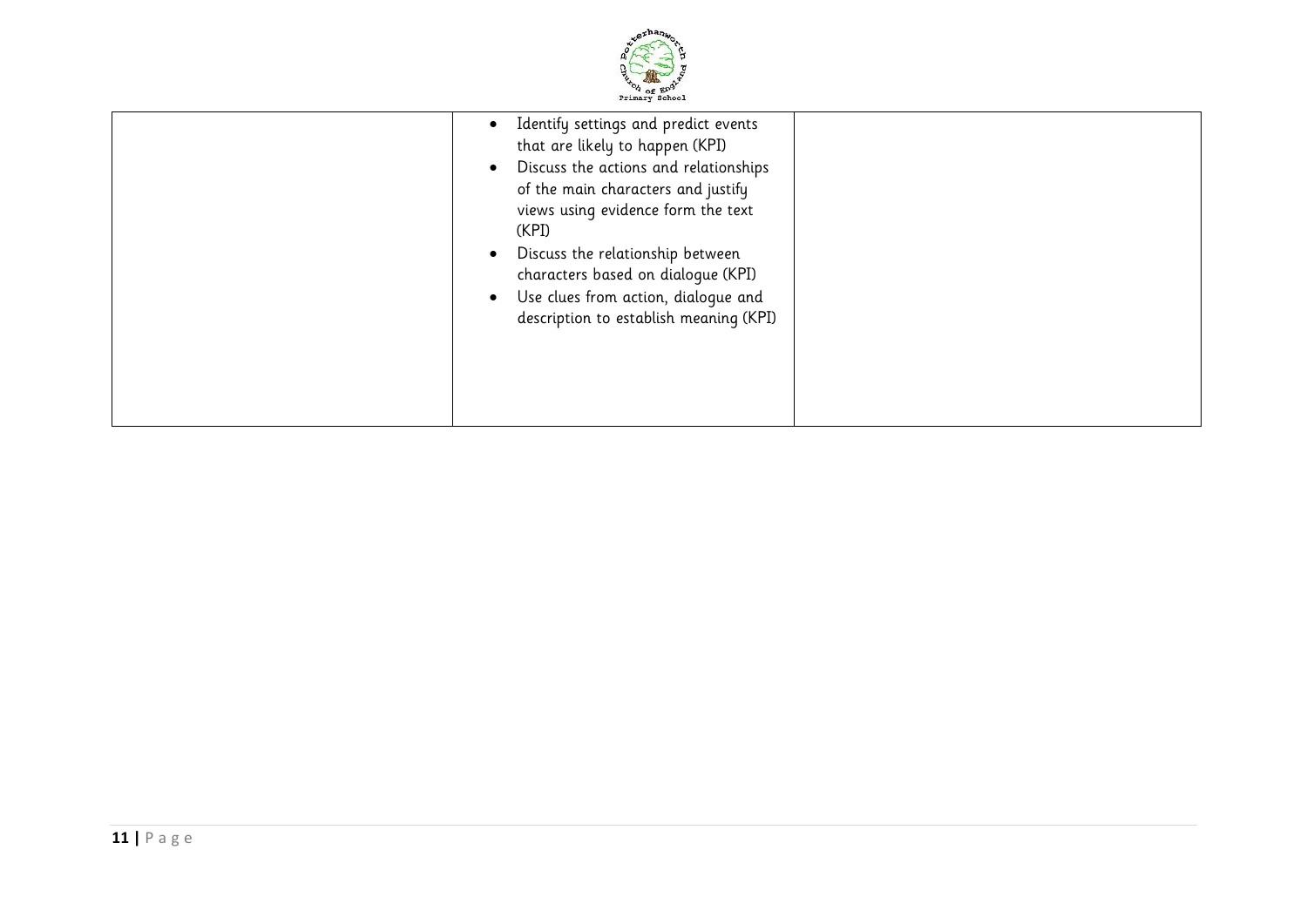|  |  |  |
|---|---|---|
|  | • Identify settings and predict events that are likely to happen (KPI)<br>• Discuss the actions and relationships of the main characters and justify views using evidence form the text (KPI)<br>• Discuss the relationship between characters based on dialogue (KPI)<br>• Use clues from action, dialogue and description to establish meaning (KPI) |  |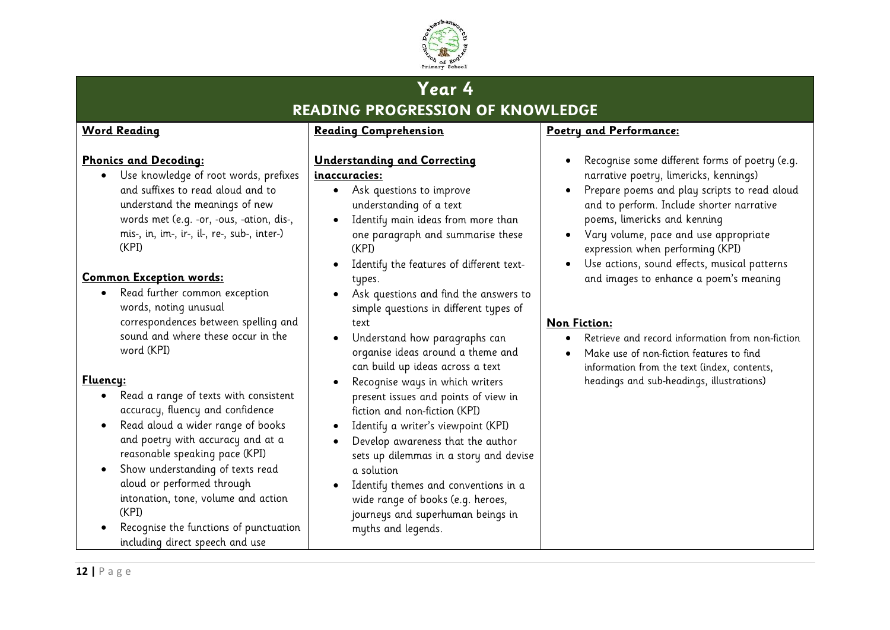# Year 4

## READING PROGRESSION OF KNOWLEDGE

### Word Reading

**Phonics and Decoding:**

- Use knowledge of root words, prefixes and suffixes to read aloud and to understand the meanings of new words met (e.g. -or, -ous, -ation, dis-, mis-, in, im-, ir-, il-, re-, sub-, inter-) (KPI)

**Common Exception words:**

- Read further common exception words, noting unusual correspondences between spelling and sound and where these occur in the word (KPI)

**Fluency:**

- Read a range of texts with consistent accuracy, fluency and confidence
- Read aloud a wider range of books and poetry with accuracy and at a reasonable speaking pace (KPI)
- Show understanding of texts read aloud or performed through intonation, tone, volume and action (KPI)
- Recognise the functions of punctuation including direct speech and use

### Reading Comprehension

**Understanding and Correcting inaccuracies:**

- Ask questions to improve understanding of a text
- Identify main ideas from more than one paragraph and summarise these (KPI)
- Identify the features of different text-types.
- Ask questions and find the answers to simple questions in different types of text
- Understand how paragraphs can organise ideas around a theme and can build up ideas across a text
- Recognise ways in which writers present issues and points of view in fiction and non-fiction (KPI)
- Identify a writer's viewpoint (KPI)
- Develop awareness that the author sets up dilemmas in a story and devise a solution
- Identify themes and conventions in a wide range of books (e.g. heroes, journeys and superhuman beings in myths and legends.

### Poetry and Performance:

- Recognise some different forms of poetry (e.g. narrative poetry, limericks, kennings)
- Prepare poems and play scripts to read aloud and to perform. Include shorter narrative poems, limericks and kenning
- Vary volume, pace and use appropriate expression when performing (KPI)
- Use actions, sound effects, musical patterns and images to enhance a poem's meaning

**Non Fiction:**

- Retrieve and record information from non-fiction
- Make use of non-fiction features to find information from the text (index, contents, headings and sub-headings, illustrations)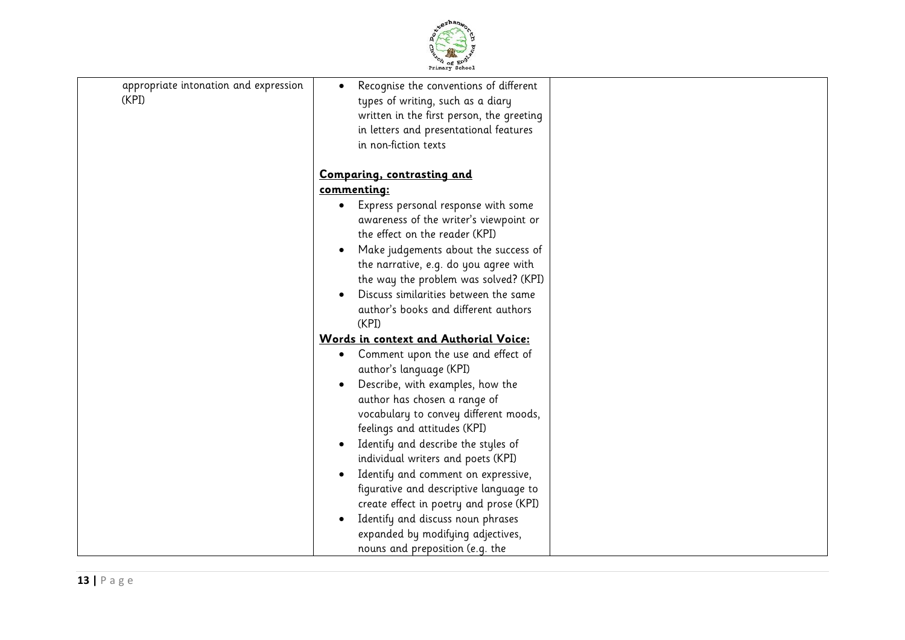| | | |
|---|---|---|
| appropriate intonation and expression (KPI) | • Recognise the conventions of different types of writing, such as a diary written in the first person, the greeting in letters and presentational features in non-fiction texts<br><br>**Comparing, contrasting and commenting:**<br>• Express personal response with some awareness of the writer's viewpoint or the effect on the reader (KPI)<br>• Make judgements about the success of the narrative, e.g. do you agree with the way the problem was solved? (KPI)<br>• Discuss similarities between the same author's books and different authors (KPI)<br>**Words in context and Authorial Voice:**<br>• Comment upon the use and effect of author's language (KPI)<br>• Describe, with examples, how the author has chosen a range of vocabulary to convey different moods, feelings and attitudes (KPI)<br>• Identify and describe the styles of individual writers and poets (KPI)<br>• Identify and comment on expressive, figurative and descriptive language to create effect in poetry and prose (KPI)<br>• Identify and discuss noun phrases expanded by modifying adjectives, nouns and preposition (e.g. the | |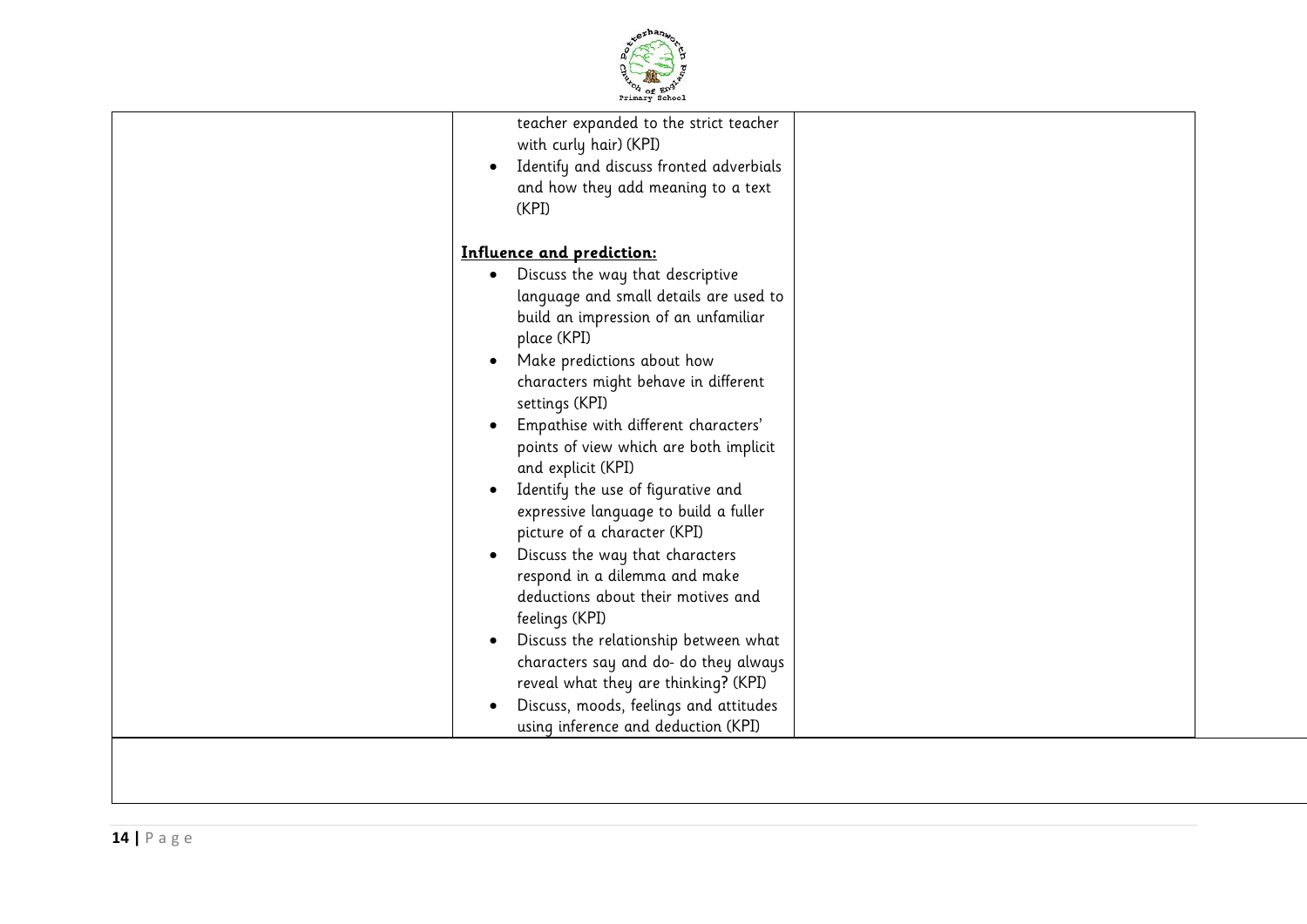| | | |
|---|---|---|
| | teacher expanded to the strict teacher with curly hair) (KPI)<br>• Identify and discuss fronted adverbials and how they add meaning to a text (KPI)<br><br>**Influence and prediction:**<br>• Discuss the way that descriptive language and small details are used to build an impression of an unfamiliar place (KPI)<br>• Make predictions about how characters might behave in different settings (KPI)<br>• Empathise with different characters' points of view which are both implicit and explicit (KPI)<br>• Identify the use of figurative and expressive language to build a fuller picture of a character (KPI)<br>• Discuss the way that characters respond in a dilemma and make deductions about their motives and feelings (KPI)<br>• Discuss the relationship between what characters say and do- do they always reveal what they are thinking? (KPI)<br>• Discuss, moods, feelings and attitudes using inference and deduction (KPI) | |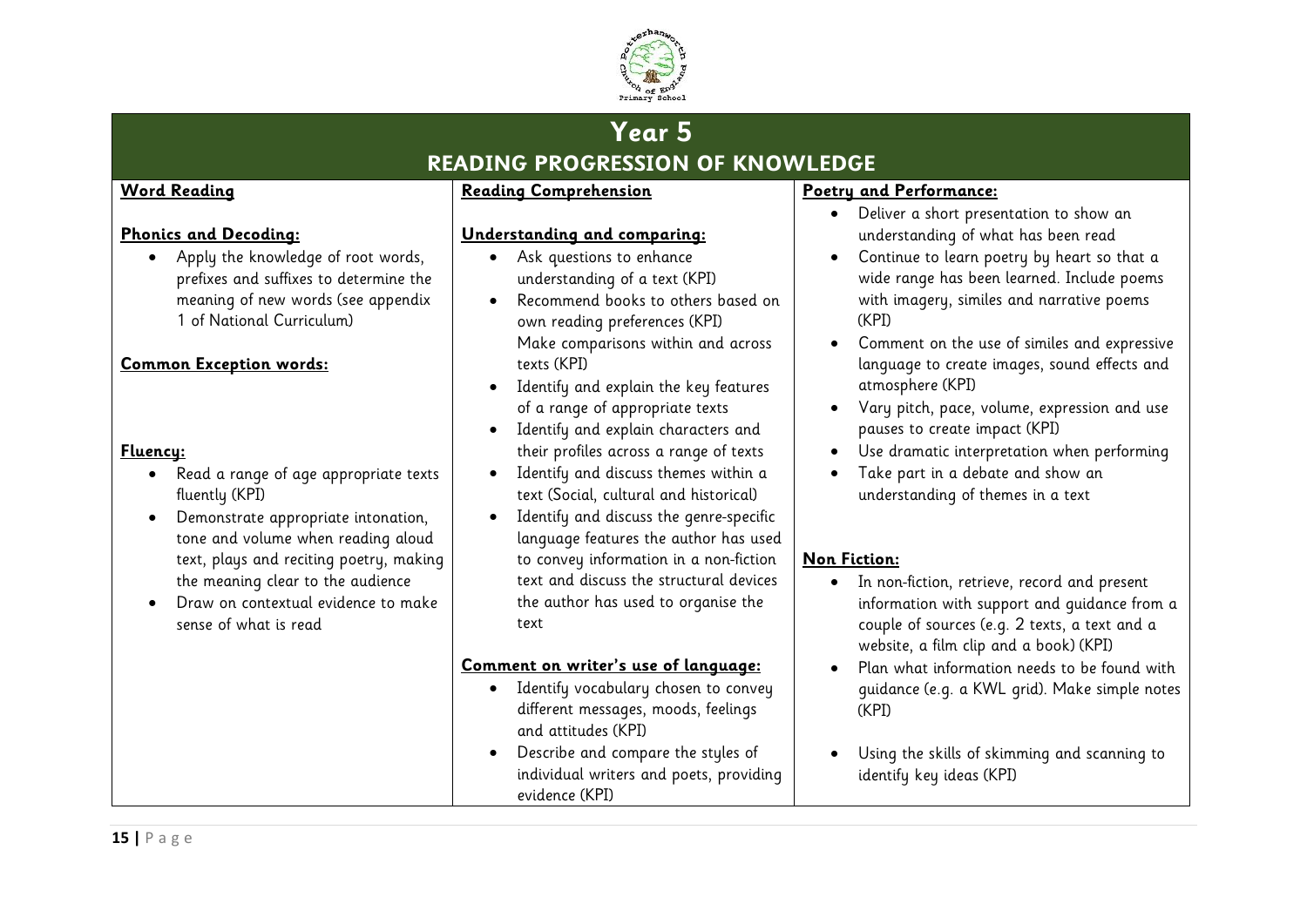# Year 5

## READING PROGRESSION OF KNOWLEDGE

### Word Reading

**Phonics and Decoding:**

- Apply the knowledge of root words, prefixes and suffixes to determine the meaning of new words (see appendix 1 of National Curriculum)

**Common Exception words:**

**Fluency:**

- Read a range of age appropriate texts fluently (KPI)
- Demonstrate appropriate intonation, tone and volume when reading aloud text, plays and reciting poetry, making the meaning clear to the audience
- Draw on contextual evidence to make sense of what is read

### Reading Comprehension

**Understanding and comparing:**

- Ask questions to enhance understanding of a text (KPI)
- Recommend books to others based on own reading preferences (KPI)
  Make comparisons within and across texts (KPI)
- Identify and explain the key features of a range of appropriate texts
- Identify and explain characters and their profiles across a range of texts
- Identify and discuss themes within a text (Social, cultural and historical)
- Identify and discuss the genre-specific language features the author has used to convey information in a non-fiction text and discuss the structural devices the author has used to organise the text

**Comment on writer's use of language:**

- Identify vocabulary chosen to convey different messages, moods, feelings and attitudes (KPI)
- Describe and compare the styles of individual writers and poets, providing evidence (KPI)

### Poetry and Performance:

- Deliver a short presentation to show an understanding of what has been read
- Continue to learn poetry by heart so that a wide range has been learned. Include poems with imagery, similes and narrative poems (KPI)
- Comment on the use of similes and expressive language to create images, sound effects and atmosphere (KPI)
- Vary pitch, pace, volume, expression and use pauses to create impact (KPI)
- Use dramatic interpretation when performing
- Take part in a debate and show an understanding of themes in a text

### Non Fiction:

- In non-fiction, retrieve, record and present information with support and guidance from a couple of sources (e.g. 2 texts, a text and a website, a film clip and a book) (KPI)
- Plan what information needs to be found with guidance (e.g. a KWL grid). Make simple notes (KPI)
- Using the skills of skimming and scanning to identify key ideas (KPI)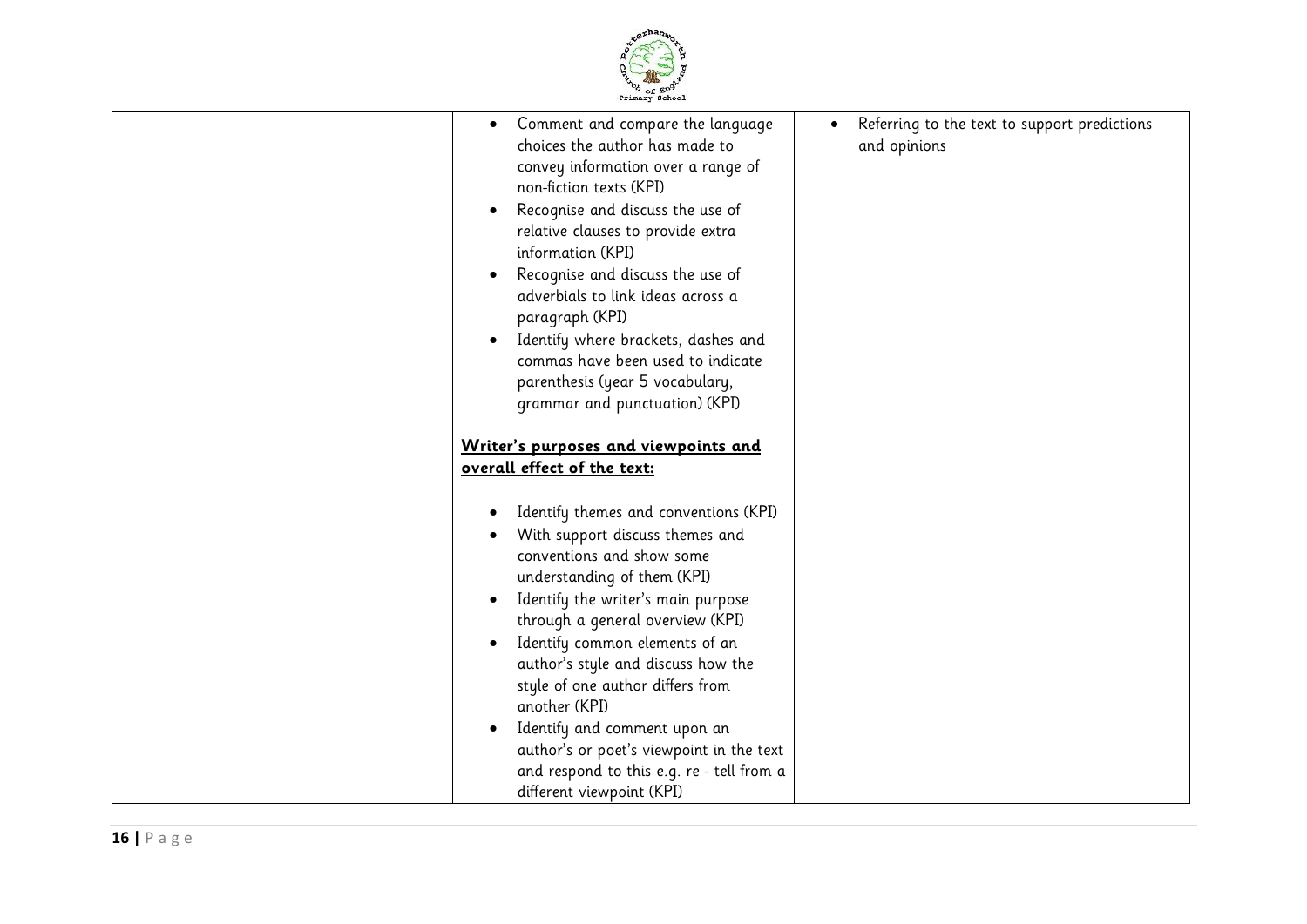| | | |
|---|---|---|
| | • Comment and compare the language choices the author has made to convey information over a range of non-fiction texts (KPI)<br>• Recognise and discuss the use of relative clauses to provide extra information (KPI)<br>• Recognise and discuss the use of adverbials to link ideas across a paragraph (KPI)<br>• Identify where brackets, dashes and commas have been used to indicate parenthesis (year 5 vocabulary, grammar and punctuation) (KPI)<br><br>**Writer's purposes and viewpoints and overall effect of the text:**<br><br>• Identify themes and conventions (KPI)<br>• With support discuss themes and conventions and show some understanding of them (KPI)<br>• Identify the writer's main purpose through a general overview (KPI)<br>• Identify common elements of an author's style and discuss how the style of one author differs from another (KPI)<br>• Identify and comment upon an author's or poet's viewpoint in the text and respond to this e.g. re - tell from a different viewpoint (KPI) | • Referring to the text to support predictions and opinions |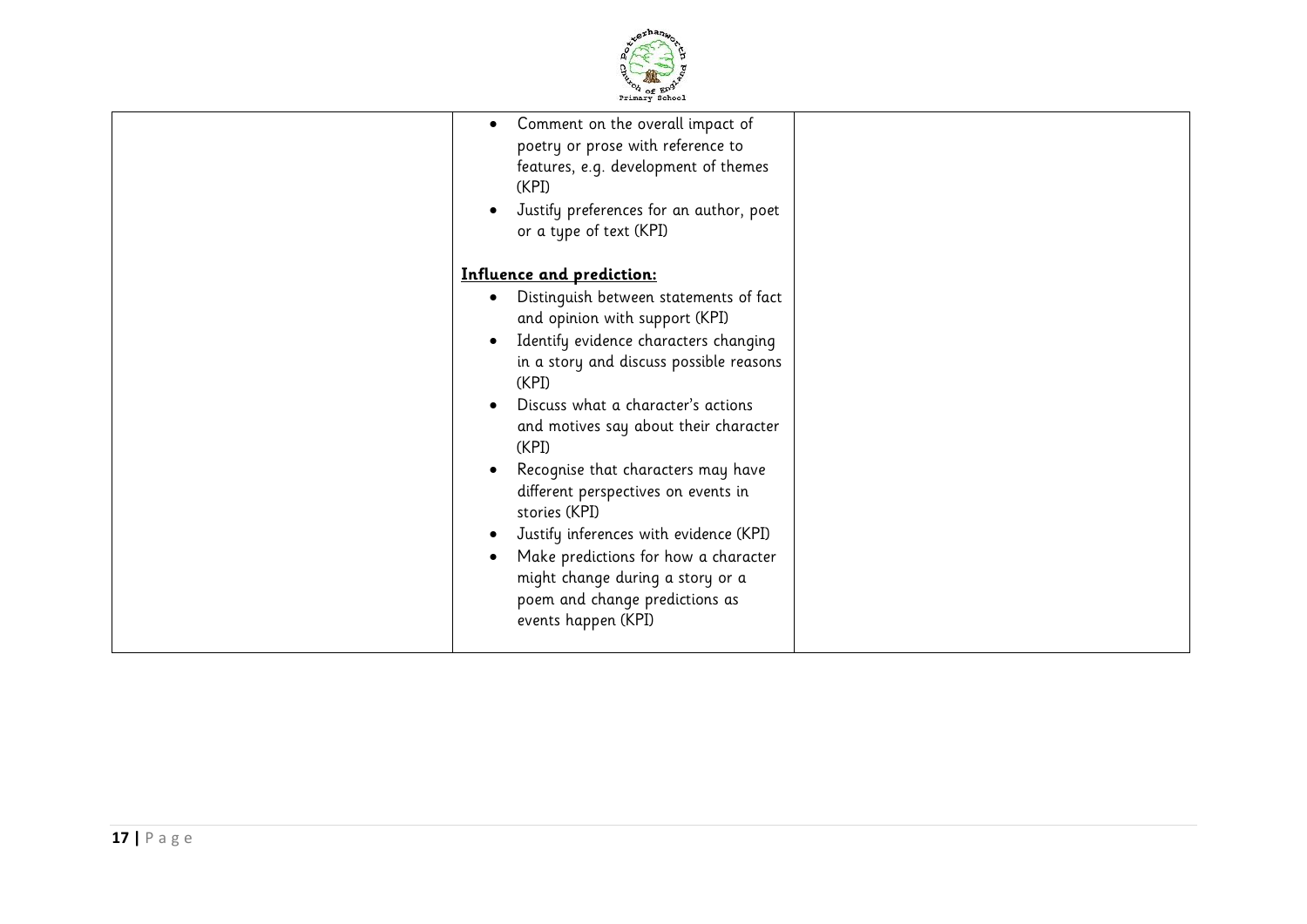|  |  |  |
|---|---|---|
|  | • Comment on the overall impact of poetry or prose with reference to features, e.g. development of themes (KPI)<br>• Justify preferences for an author, poet or a type of text (KPI)<br><br>**Influence and prediction:**<br>• Distinguish between statements of fact and opinion with support (KPI)<br>• Identify evidence characters changing in a story and discuss possible reasons (KPI)<br>• Discuss what a character's actions and motives say about their character (KPI)<br>• Recognise that characters may have different perspectives on events in stories (KPI)<br>• Justify inferences with evidence (KPI)<br>• Make predictions for how a character might change during a story or a poem and change predictions as events happen (KPI) |  |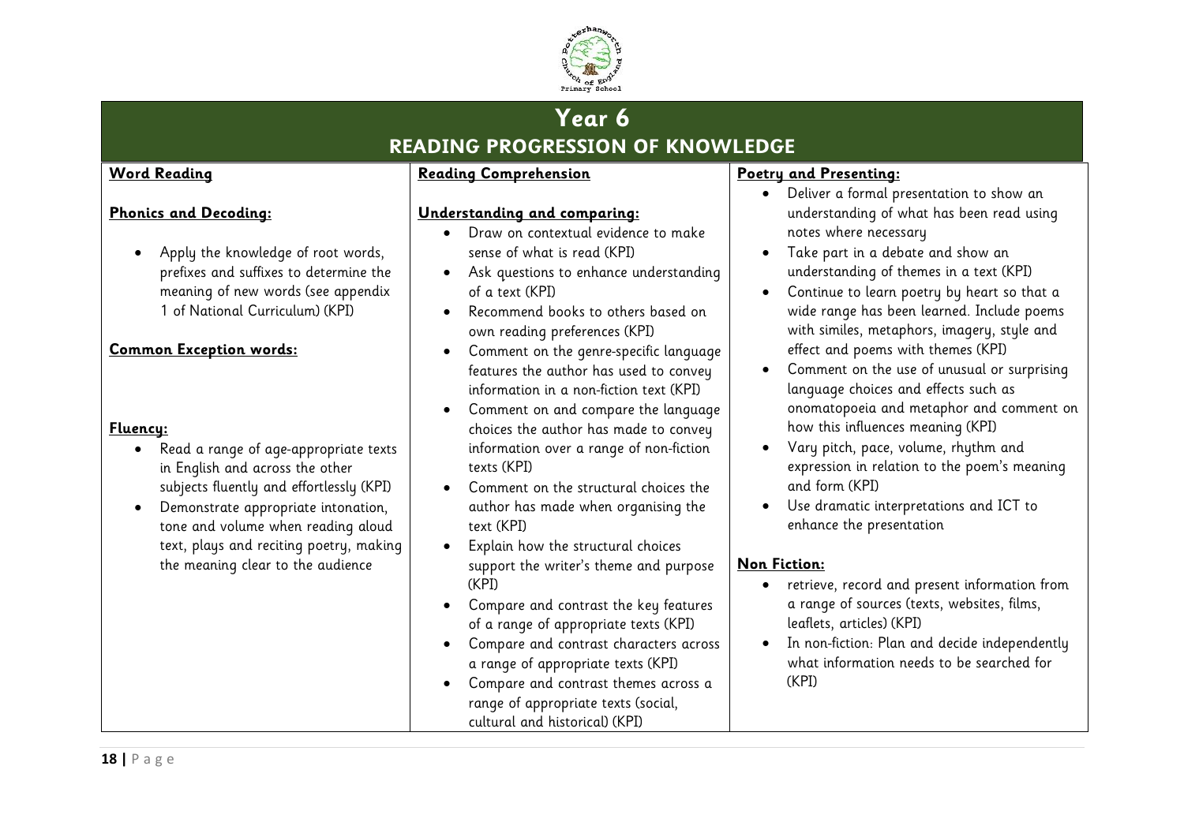# Year 6

## READING PROGRESSION OF KNOWLEDGE

### Word Reading

**Phonics and Decoding:**

- Apply the knowledge of root words, prefixes and suffixes to determine the meaning of new words (see appendix 1 of National Curriculum) (KPI)

**Common Exception words:**

**Fluency:**

- Read a range of age-appropriate texts in English and across the other subjects fluently and effortlessly (KPI)
- Demonstrate appropriate intonation, tone and volume when reading aloud text, plays and reciting poetry, making the meaning clear to the audience

### Reading Comprehension

**Understanding and comparing:**

- Draw on contextual evidence to make sense of what is read (KPI)
- Ask questions to enhance understanding of a text (KPI)
- Recommend books to others based on own reading preferences (KPI)
- Comment on the genre-specific language features the author has used to convey information in a non-fiction text (KPI)
- Comment on and compare the language choices the author has made to convey information over a range of non-fiction texts (KPI)
- Comment on the structural choices the author has made when organising the text (KPI)
- Explain how the structural choices support the writer's theme and purpose (KPI)
- Compare and contrast the key features of a range of appropriate texts (KPI)
- Compare and contrast characters across a range of appropriate texts (KPI)
- Compare and contrast themes across a range of appropriate texts (social, cultural and historical) (KPI)

### Poetry and Presenting:

- Deliver a formal presentation to show an understanding of what has been read using notes where necessary
- Take part in a debate and show an understanding of themes in a text (KPI)
- Continue to learn poetry by heart so that a wide range has been learned. Include poems with similes, metaphors, imagery, style and effect and poems with themes (KPI)
- Comment on the use of unusual or surprising language choices and effects such as onomatopoeia and metaphor and comment on how this influences meaning (KPI)
- Vary pitch, pace, volume, rhythm and expression in relation to the poem's meaning and form (KPI)
- Use dramatic interpretations and ICT to enhance the presentation

### Non Fiction:

- retrieve, record and present information from a range of sources (texts, websites, films, leaflets, articles) (KPI)
- In non-fiction: Plan and decide independently what information needs to be searched for (KPI)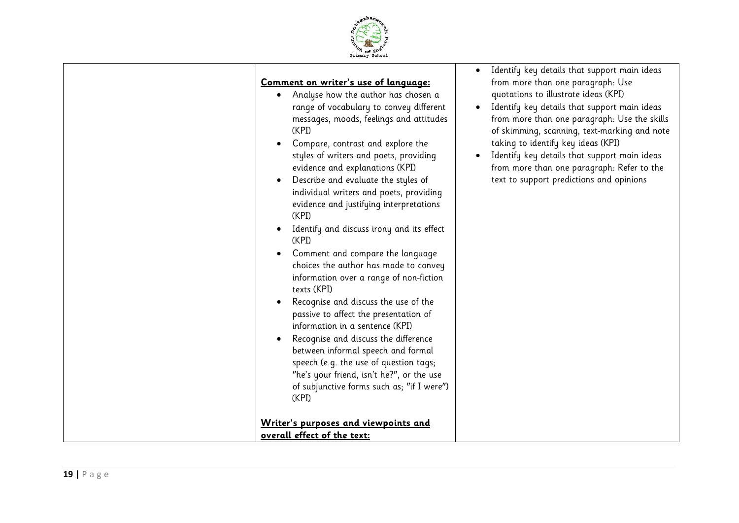| | | |
|---|---|---|
| | **Comment on writer's use of language:**<br>• Analyse how the author has chosen a range of vocabulary to convey different messages, moods, feelings and attitudes (KPI)<br>• Compare, contrast and explore the styles of writers and poets, providing evidence and explanations (KPI)<br>• Describe and evaluate the styles of individual writers and poets, providing evidence and justifying interpretations (KPI)<br>• Identify and discuss irony and its effect (KPI)<br>• Comment and compare the language choices the author has made to convey information over a range of non-fiction texts (KPI)<br>• Recognise and discuss the use of the passive to affect the presentation of information in a sentence (KPI)<br>• Recognise and discuss the difference between informal speech and formal speech (e.g. the use of question tags; "he's your friend, isn't he?", or the use of subjunctive forms such as; "if I were") (KPI)<br><br>**Writer's purposes and viewpoints and overall effect of the text:** | • Identify key details that support main ideas from more than one paragraph: Use quotations to illustrate ideas (KPI)<br>• Identify key details that support main ideas from more than one paragraph: Use the skills of skimming, scanning, text-marking and note taking to identify key ideas (KPI)<br>• Identify key details that support main ideas from more than one paragraph: Refer to the text to support predictions and opinions |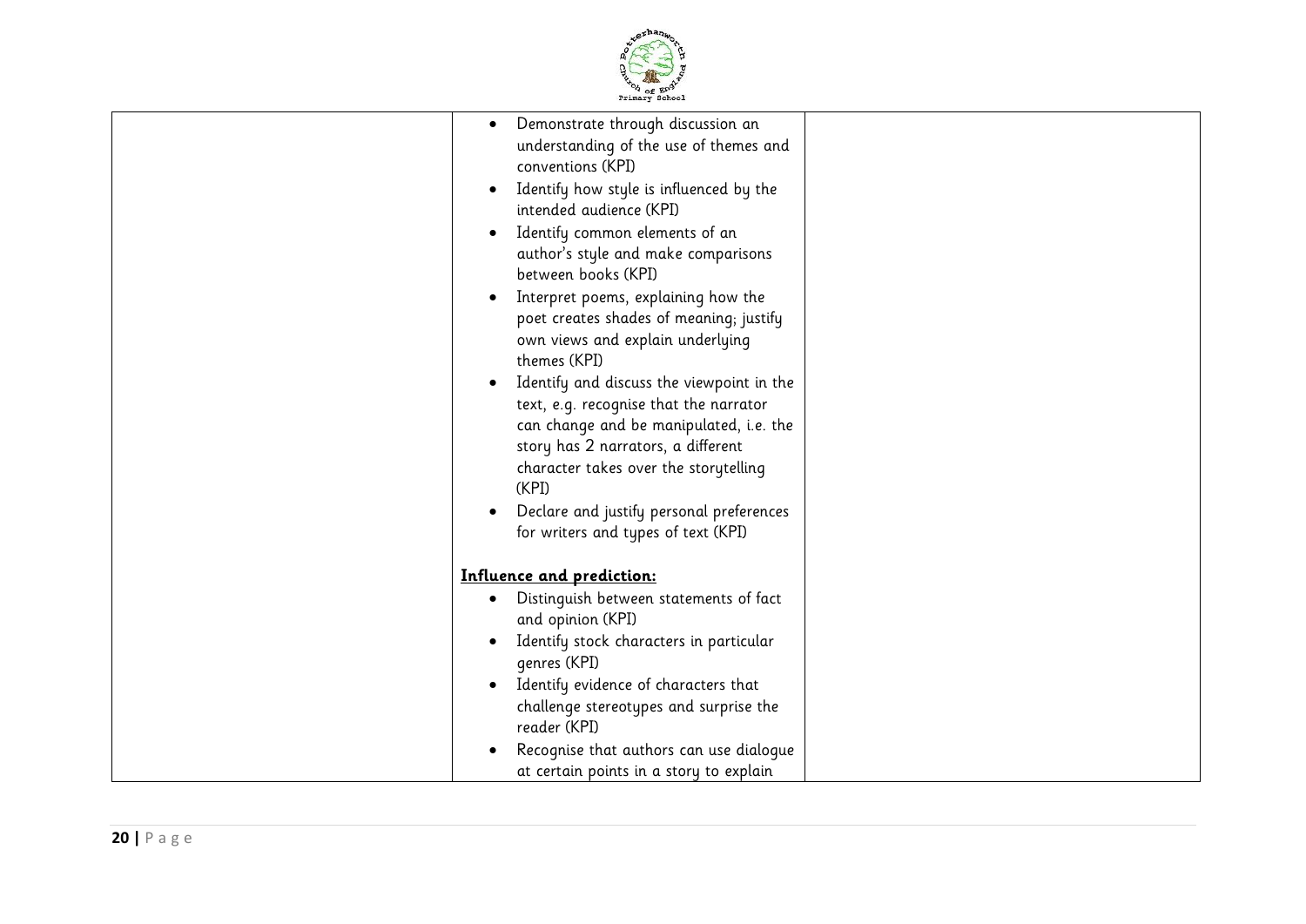| | | |
|---|---|---|
| | • Demonstrate through discussion an understanding of the use of themes and conventions (KPI)<br>• Identify how style is influenced by the intended audience (KPI)<br>• Identify common elements of an author's style and make comparisons between books (KPI)<br>• Interpret poems, explaining how the poet creates shades of meaning; justify own views and explain underlying themes (KPI)<br>• Identify and discuss the viewpoint in the text, e.g. recognise that the narrator can change and be manipulated, i.e. the story has 2 narrators, a different character takes over the storytelling (KPI)<br>• Declare and justify personal preferences for writers and types of text (KPI)<br><br>**Influence and prediction:**<br>• Distinguish between statements of fact and opinion (KPI)<br>• Identify stock characters in particular genres (KPI)<br>• Identify evidence of characters that challenge stereotypes and surprise the reader (KPI)<br>• Recognise that authors can use dialogue at certain points in a story to explain | |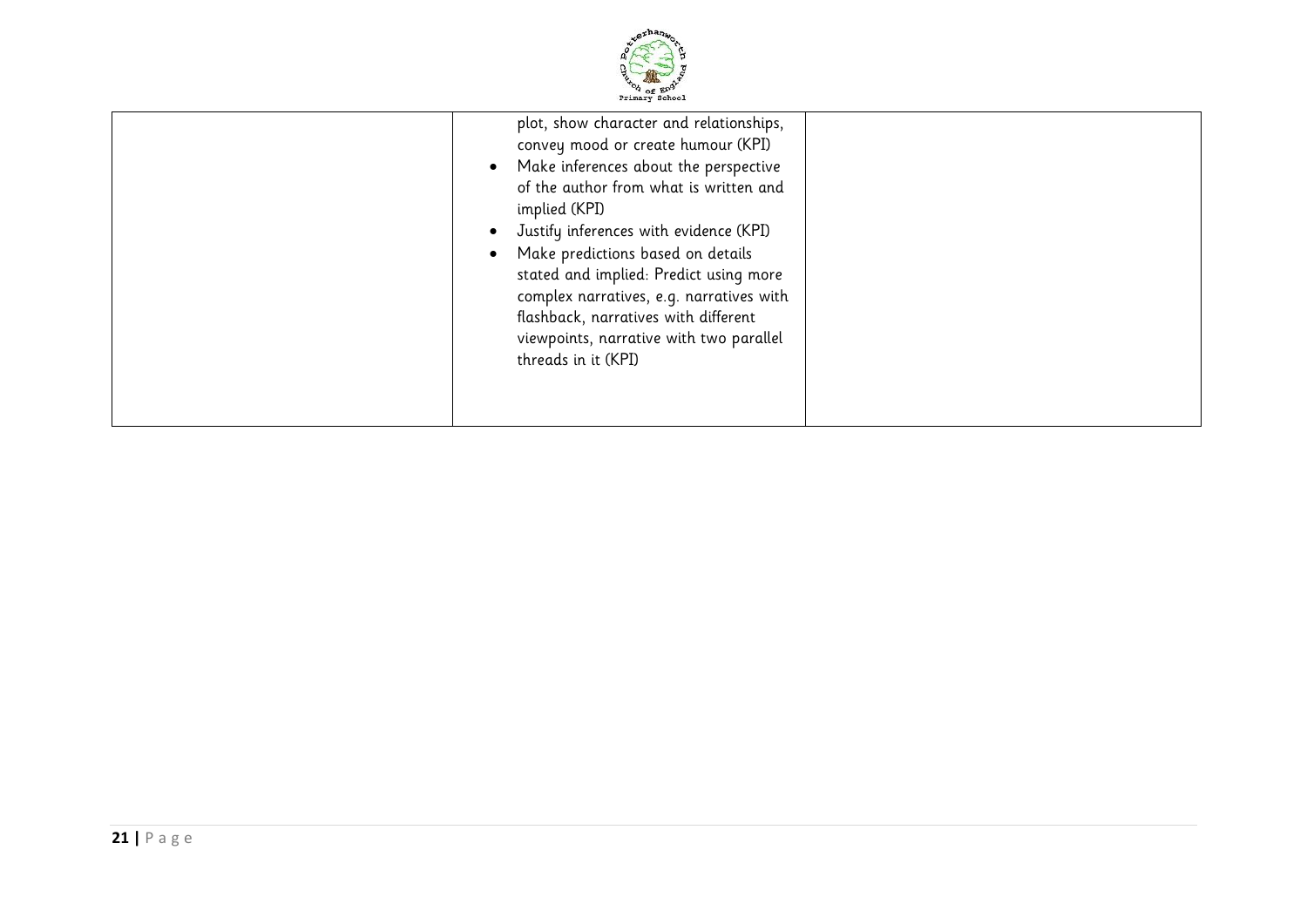| | | |
|---|---|---|
| | plot, show character and relationships, convey mood or create humour (KPI)<br>• Make inferences about the perspective of the author from what is written and implied (KPI)<br>• Justify inferences with evidence (KPI)<br>• Make predictions based on details stated and implied: Predict using more complex narratives, e.g. narratives with flashback, narratives with different viewpoints, narrative with two parallel threads in it (KPI) | |